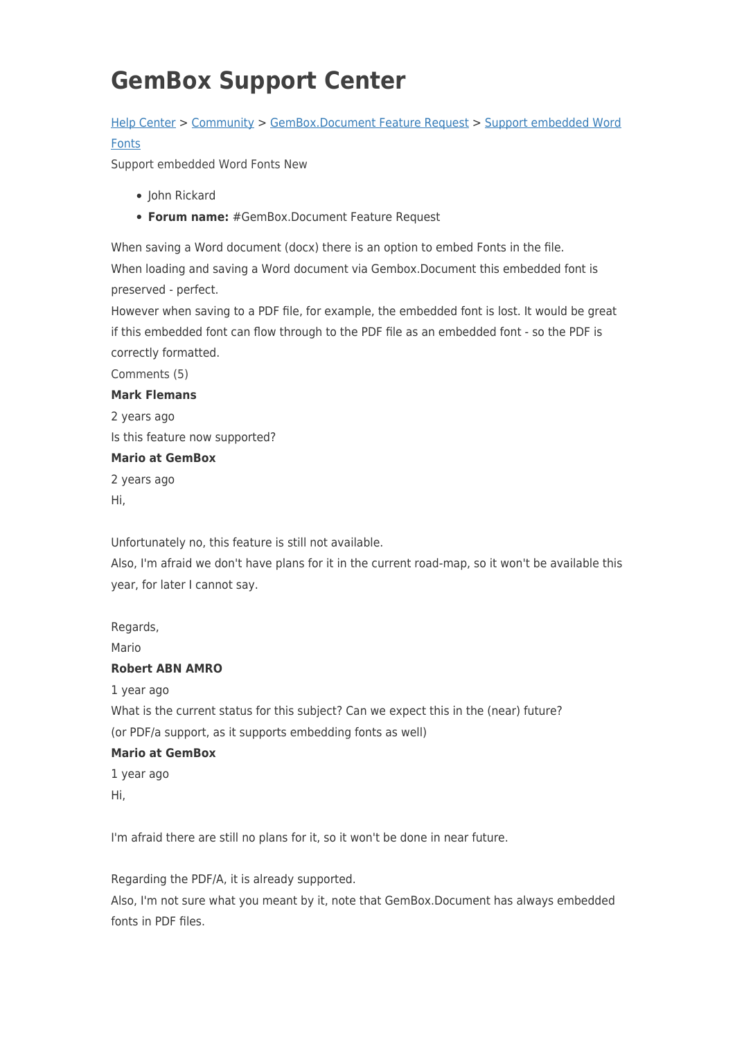# GemBox Support Center

[Help Center](#) > [Community](#) > [GemBox.Document Feature Request](#) > [Support embedded Word Fonts](#)

Support embedded Word Fonts New

- John Rickard
- **Forum name:** #GemBox.Document Feature Request

When saving a Word document (docx) there is an option to embed Fonts in the file.
When loading and saving a Word document via Gembox.Document this embedded font is preserved - perfect.
However when saving to a PDF file, for example, the embedded font is lost. It would be great if this embedded font can flow through to the PDF file as an embedded font - so the PDF is correctly formatted.

Comments (5)

**Mark Flemans**

2 years ago

Is this feature now supported?

**Mario at GemBox**

2 years ago

Hi,

Unfortunately no, this feature is still not available.
Also, I'm afraid we don't have plans for it in the current road-map, so it won't be available this year, for later I cannot say.

Regards,
Mario

**Robert ABN AMRO**

1 year ago

What is the current status for this subject? Can we expect this in the (near) future?
(or PDF/a support, as it supports embedding fonts as well)

**Mario at GemBox**

1 year ago

Hi,

I'm afraid there are still no plans for it, so it won't be done in near future.

Regarding the PDF/A, it is already supported.
Also, I'm not sure what you meant by it, note that GemBox.Document has always embedded fonts in PDF files.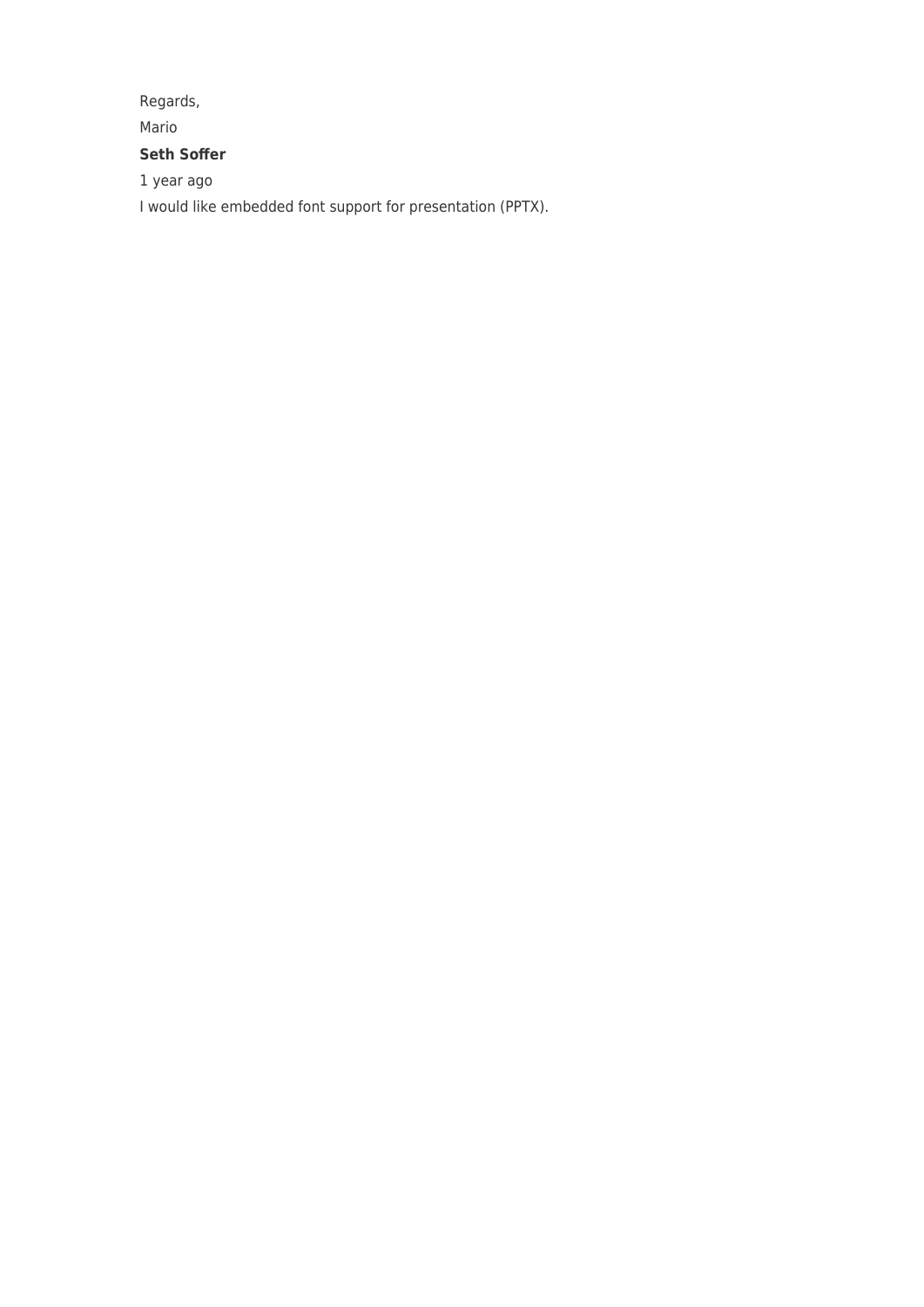Regards,

Mario

**Seth Soffer**

1 year ago

I would like embedded font support for presentation (PPTX).